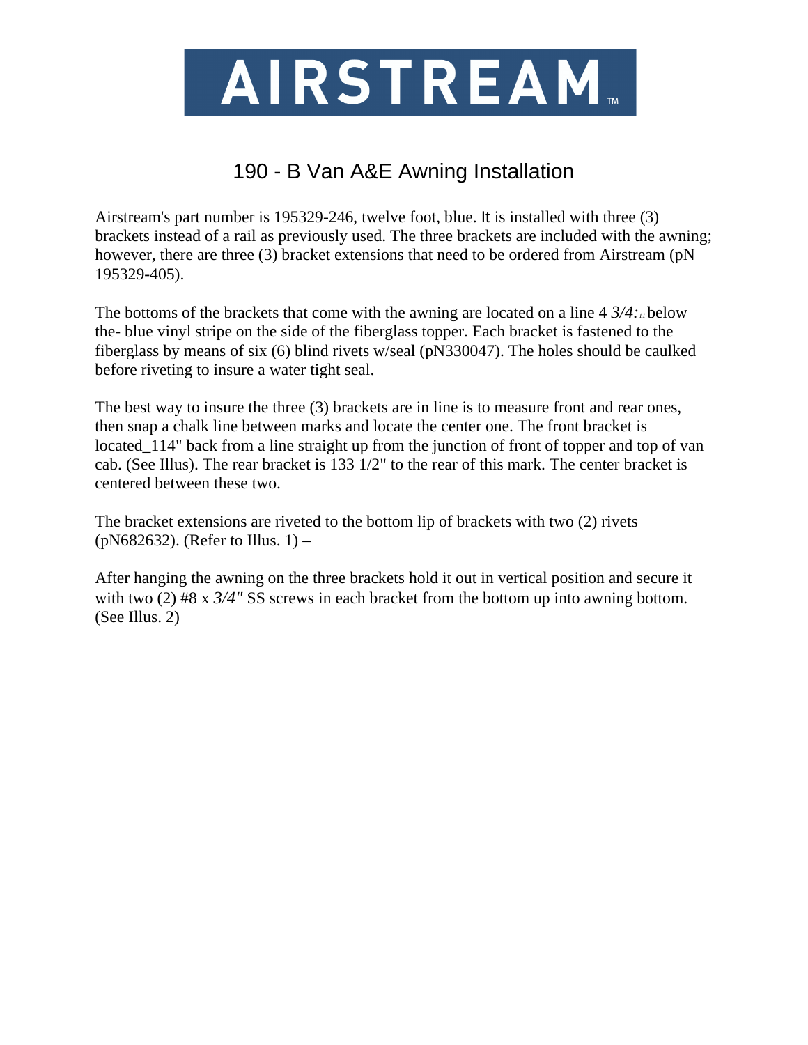# AIRSTREAM™

## 190 - B Van A&E Awning Installation

Airstream's part number is 195329-246, twelve foot, blue. It is installed with three (3) brackets instead of a rail as previously used. The three brackets are included with the awning; however, there are three (3) bracket extensions that need to be ordered from Airstream (pN 195329-405).

The bottoms of the brackets that come with the awning are located on a line 4 *3/4:* " below the- blue vinyl stripe on the side of the fiberglass topper. Each bracket is fastened to the fiberglass by means of six (6) blind rivets w/seal (pN330047). The holes should be caulked before riveting to insure a water tight seal.

The best way to insure the three (3) brackets are in line is to measure front and rear ones, then snap a chalk line between marks and locate the center one. The front bracket is located_114" back from a line straight up from the junction of front of topper and top of van cab. (See Illus). The rear bracket is 133 1/2" to the rear of this mark. The center bracket is centered between these two.

The bracket extensions are riveted to the bottom lip of brackets with two (2) rivets (pN682632). (Refer to Illus. 1) –

After hanging the awning on the three brackets hold it out in vertical position and secure it with two (2) #8 x *3/4"* SS screws in each bracket from the bottom up into awning bottom. (See Illus. 2)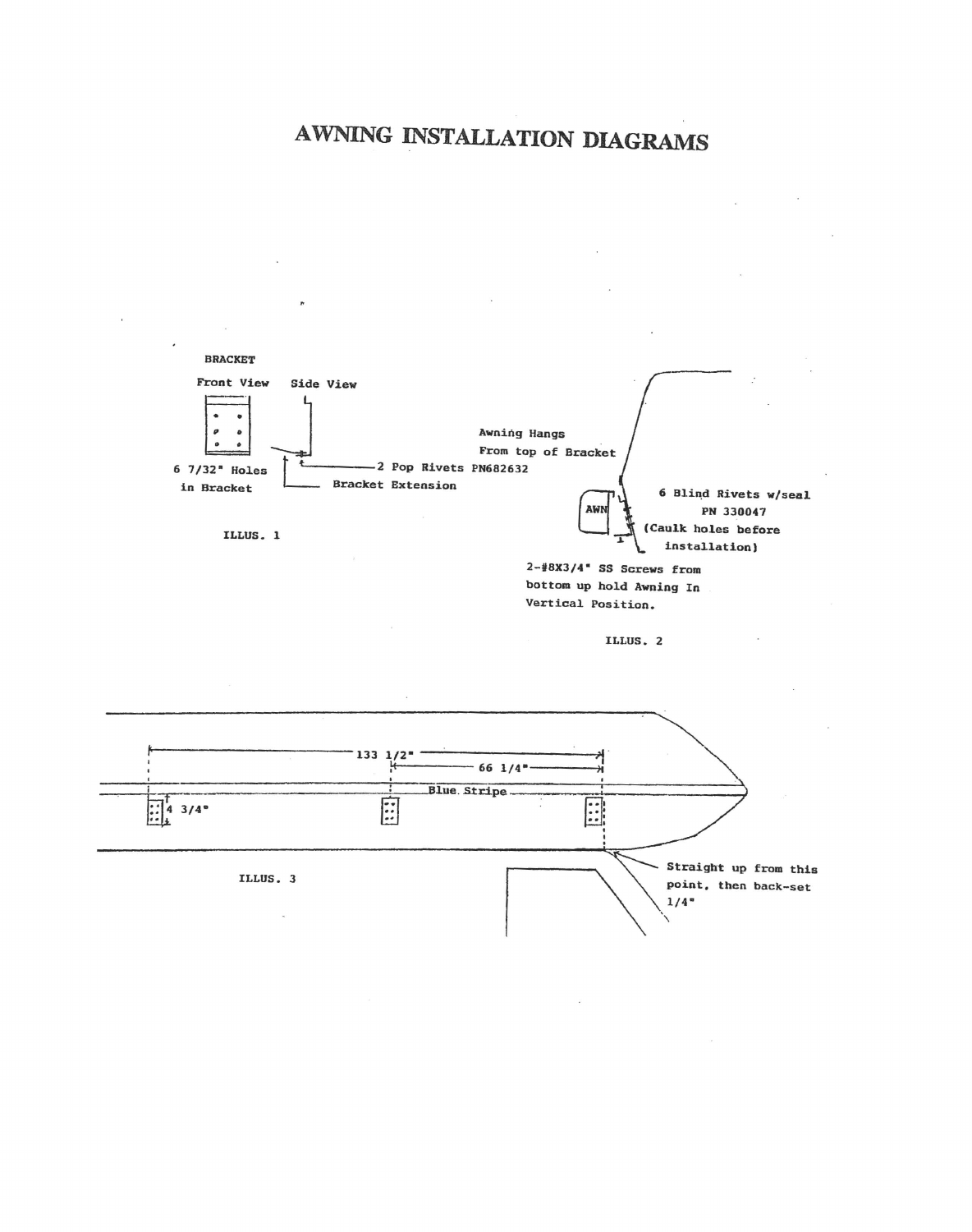# AWNING INSTALLATION DIAGRAMS

BRACKET

Front View

Side View

6 7/32" Holes in Bracket

2 Pop Rivets PN682632

Bracket Extension

ILLUS. 1

Awning Hangs From top of Bracket

AWN

6 Blind Rivets w/seal PN 330047 (Caulk holes before installation)

2-#8X3/4" SS Screws from bottom up hold Awning In Vertical Position.

ILLUS. 2

133 1/2"

66 1/4"

Blue Stripe

4 3/4"

Straight up from this point, then back-set 1/4"

ILLUS. 3